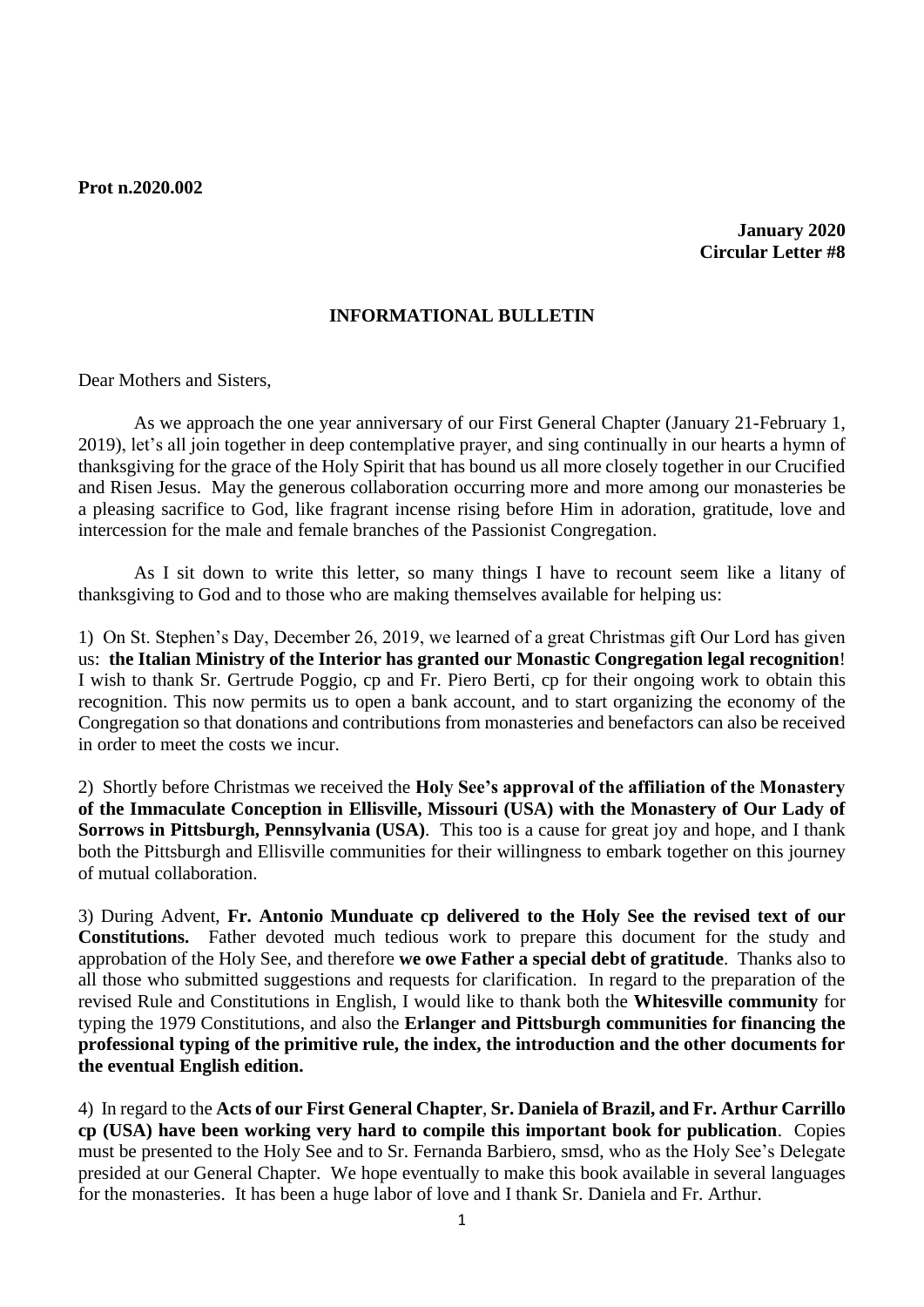**Prot n.2020.002**

**January 2020**
**Circular Letter #8**

## INFORMATIONAL BULLETIN

Dear Mothers and Sisters,

As we approach the one year anniversary of our First General Chapter (January 21-February 1, 2019), let's all join together in deep contemplative prayer, and sing continually in our hearts a hymn of thanksgiving for the grace of the Holy Spirit that has bound us all more closely together in our Crucified and Risen Jesus. May the generous collaboration occurring more and more among our monasteries be a pleasing sacrifice to God, like fragrant incense rising before Him in adoration, gratitude, love and intercession for the male and female branches of the Passionist Congregation.

As I sit down to write this letter, so many things I have to recount seem like a litany of thanksgiving to God and to those who are making themselves available for helping us:

1) On St. Stephen's Day, December 26, 2019, we learned of a great Christmas gift Our Lord has given us: **the Italian Ministry of the Interior has granted our Monastic Congregation legal recognition**! I wish to thank Sr. Gertrude Poggio, cp and Fr. Piero Berti, cp for their ongoing work to obtain this recognition. This now permits us to open a bank account, and to start organizing the economy of the Congregation so that donations and contributions from monasteries and benefactors can also be received in order to meet the costs we incur.

2) Shortly before Christmas we received the **Holy See's approval of the affiliation of the Monastery of the Immaculate Conception in Ellisville, Missouri (USA) with the Monastery of Our Lady of Sorrows in Pittsburgh, Pennsylvania (USA)**. This too is a cause for great joy and hope, and I thank both the Pittsburgh and Ellisville communities for their willingness to embark together on this journey of mutual collaboration.

3) During Advent, **Fr. Antonio Munduate cp delivered to the Holy See the revised text of our Constitutions.** Father devoted much tedious work to prepare this document for the study and approbation of the Holy See, and therefore **we owe Father a special debt of gratitude**. Thanks also to all those who submitted suggestions and requests for clarification. In regard to the preparation of the revised Rule and Constitutions in English, I would like to thank both the **Whitesville community** for typing the 1979 Constitutions, and also the **Erlanger and Pittsburgh communities for financing the professional typing of the primitive rule, the index, the introduction and the other documents for the eventual English edition.**

4) In regard to the **Acts of our First General Chapter**, **Sr. Daniela of Brazil, and Fr. Arthur Carrillo cp (USA) have been working very hard to compile this important book for publication**. Copies must be presented to the Holy See and to Sr. Fernanda Barbiero, smsd, who as the Holy See's Delegate presided at our General Chapter. We hope eventually to make this book available in several languages for the monasteries. It has been a huge labor of love and I thank Sr. Daniela and Fr. Arthur.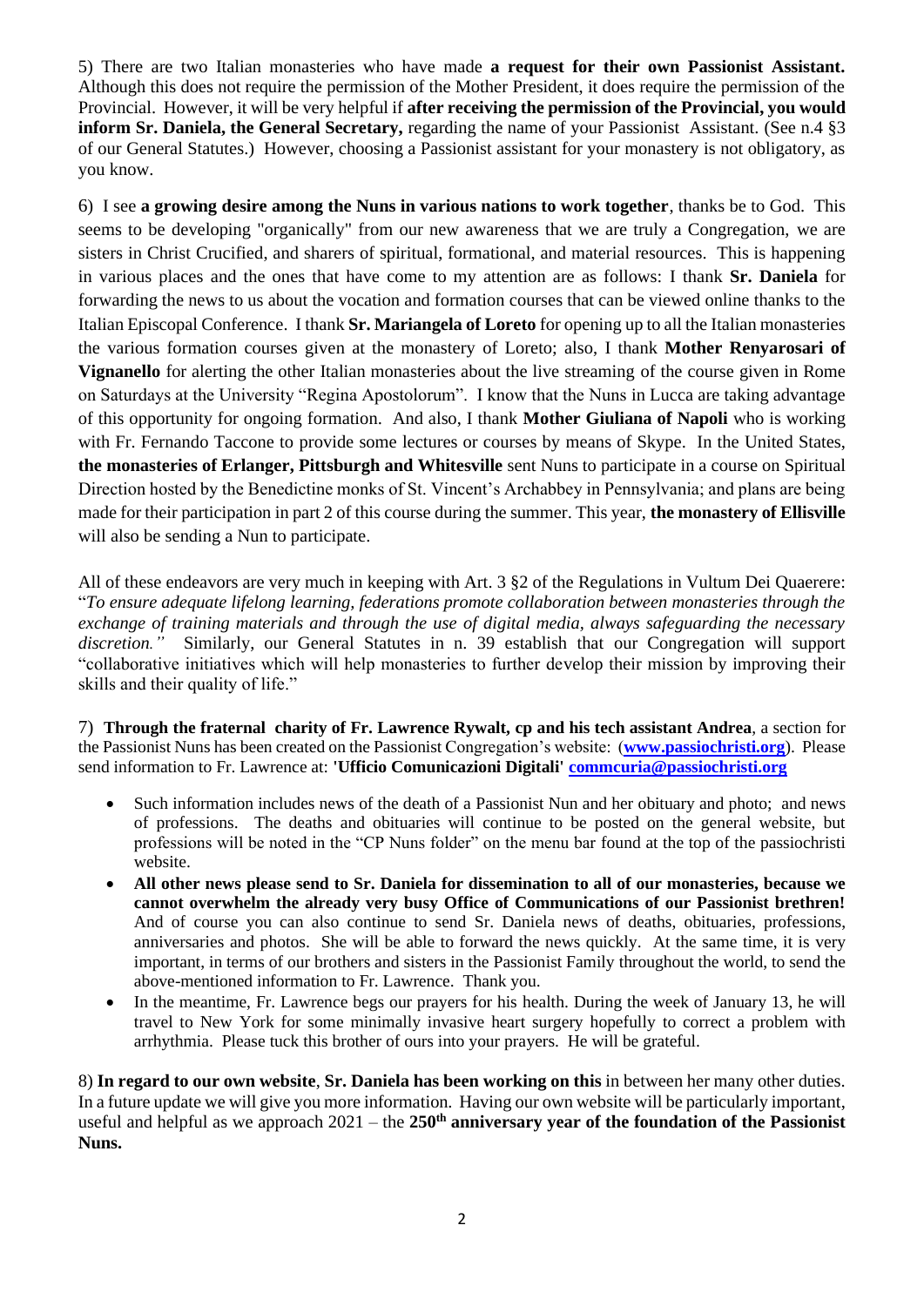5) There are two Italian monasteries who have made **a request for their own Passionist Assistant.** Although this does not require the permission of the Mother President, it does require the permission of the Provincial. However, it will be very helpful if **after receiving the permission of the Provincial, you would inform Sr. Daniela, the General Secretary,** regarding the name of your Passionist Assistant. (See n.4 §3 of our General Statutes.) However, choosing a Passionist assistant for your monastery is not obligatory, as you know.

6) I see **a growing desire among the Nuns in various nations to work together**, thanks be to God. This seems to be developing "organically" from our new awareness that we are truly a Congregation, we are sisters in Christ Crucified, and sharers of spiritual, formational, and material resources. This is happening in various places and the ones that have come to my attention are as follows: I thank **Sr. Daniela** for forwarding the news to us about the vocation and formation courses that can be viewed online thanks to the Italian Episcopal Conference. I thank **Sr. Mariangela of Loreto** for opening up to all the Italian monasteries the various formation courses given at the monastery of Loreto; also, I thank **Mother Renyarosari of Vignanello** for alerting the other Italian monasteries about the live streaming of the course given in Rome on Saturdays at the University "Regina Apostolorum". I know that the Nuns in Lucca are taking advantage of this opportunity for ongoing formation. And also, I thank **Mother Giuliana of Napoli** who is working with Fr. Fernando Taccone to provide some lectures or courses by means of Skype. In the United States, **the monasteries of Erlanger, Pittsburgh and Whitesville** sent Nuns to participate in a course on Spiritual Direction hosted by the Benedictine monks of St. Vincent's Archabbey in Pennsylvania; and plans are being made for their participation in part 2 of this course during the summer. This year, **the monastery of Ellisville** will also be sending a Nun to participate.

All of these endeavors are very much in keeping with Art. 3 §2 of the Regulations in Vultum Dei Quaerere: "*To ensure adequate lifelong learning, federations promote collaboration between monasteries through the exchange of training materials and through the use of digital media, always safeguarding the necessary discretion.*" Similarly, our General Statutes in n. 39 establish that our Congregation will support "collaborative initiatives which will help monasteries to further develop their mission by improving their skills and their quality of life."

7) **Through the fraternal charity of Fr. Lawrence Rywalt, cp and his tech assistant Andrea**, a section for the Passionist Nuns has been created on the Passionist Congregation's website: (**www.passiochristi.org**). Please send information to Fr. Lawrence at: **'Ufficio Comunicazioni Digitali' commcuria@passiochristi.org**

- Such information includes news of the death of a Passionist Nun and her obituary and photo; and news of professions. The deaths and obituaries will continue to be posted on the general website, but professions will be noted in the "CP Nuns folder" on the menu bar found at the top of the passiochristi website.
- **All other news please send to Sr. Daniela for dissemination to all of our monasteries, because we cannot overwhelm the already very busy Office of Communications of our Passionist brethren!** And of course you can also continue to send Sr. Daniela news of deaths, obituaries, professions, anniversaries and photos. She will be able to forward the news quickly. At the same time, it is very important, in terms of our brothers and sisters in the Passionist Family throughout the world, to send the above-mentioned information to Fr. Lawrence. Thank you.
- In the meantime, Fr. Lawrence begs our prayers for his health. During the week of January 13, he will travel to New York for some minimally invasive heart surgery hopefully to correct a problem with arrhythmia. Please tuck this brother of ours into your prayers. He will be grateful.

8) **In regard to our own website**, **Sr. Daniela has been working on this** in between her many other duties. In a future update we will give you more information. Having our own website will be particularly important, useful and helpful as we approach 2021 – the **250th anniversary year of the foundation of the Passionist Nuns.**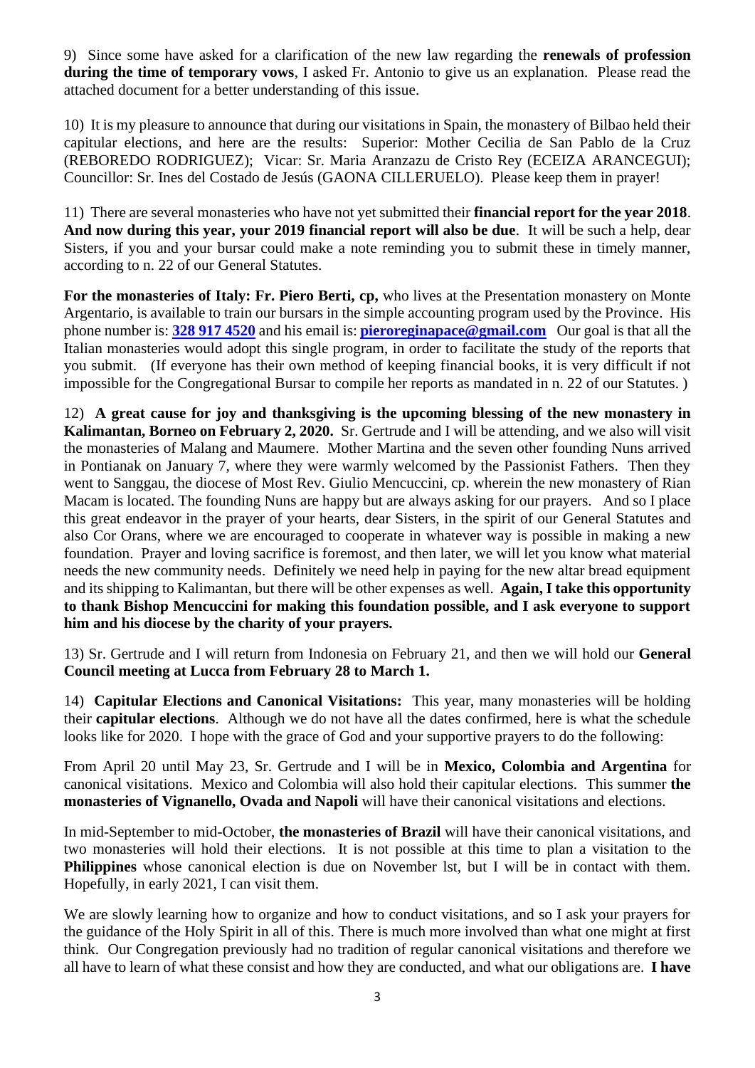9) Since some have asked for a clarification of the new law regarding the **renewals of profession during the time of temporary vows**, I asked Fr. Antonio to give us an explanation. Please read the attached document for a better understanding of this issue.

10) It is my pleasure to announce that during our visitations in Spain, the monastery of Bilbao held their capitular elections, and here are the results: Superior: Mother Cecilia de San Pablo de la Cruz (REBOREDO RODRIGUEZ); Vicar: Sr. Maria Aranzazu de Cristo Rey (ECEIZA ARANCEGUI); Councillor: Sr. Ines del Costado de Jesús (GAONA CILLERUELO). Please keep them in prayer!

11) There are several monasteries who have not yet submitted their **financial report for the year 2018**. **And now during this year, your 2019 financial report will also be due**. It will be such a help, dear Sisters, if you and your bursar could make a note reminding you to submit these in timely manner, according to n. 22 of our General Statutes.

**For the monasteries of Italy: Fr. Piero Berti, cp,** who lives at the Presentation monastery on Monte Argentario, is available to train our bursars in the simple accounting program used by the Province. His phone number is: **328 917 4520** and his email is: **pieroreginapace@gmail.com** Our goal is that all the Italian monasteries would adopt this single program, in order to facilitate the study of the reports that you submit. (If everyone has their own method of keeping financial books, it is very difficult if not impossible for the Congregational Bursar to compile her reports as mandated in n. 22 of our Statutes. )

12) **A great cause for joy and thanksgiving is the upcoming blessing of the new monastery in Kalimantan, Borneo on February 2, 2020.** Sr. Gertrude and I will be attending, and we also will visit the monasteries of Malang and Maumere. Mother Martina and the seven other founding Nuns arrived in Pontianak on January 7, where they were warmly welcomed by the Passionist Fathers. Then they went to Sanggau, the diocese of Most Rev. Giulio Mencuccini, cp. wherein the new monastery of Rian Macam is located. The founding Nuns are happy but are always asking for our prayers. And so I place this great endeavor in the prayer of your hearts, dear Sisters, in the spirit of our General Statutes and also Cor Orans, where we are encouraged to cooperate in whatever way is possible in making a new foundation. Prayer and loving sacrifice is foremost, and then later, we will let you know what material needs the new community needs. Definitely we need help in paying for the new altar bread equipment and its shipping to Kalimantan, but there will be other expenses as well. **Again, I take this opportunity to thank Bishop Mencuccini for making this foundation possible, and I ask everyone to support him and his diocese by the charity of your prayers.**

13) Sr. Gertrude and I will return from Indonesia on February 21, and then we will hold our **General Council meeting at Lucca from February 28 to March 1.**

14) **Capitular Elections and Canonical Visitations:** This year, many monasteries will be holding their **capitular elections**. Although we do not have all the dates confirmed, here is what the schedule looks like for 2020. I hope with the grace of God and your supportive prayers to do the following:

From April 20 until May 23, Sr. Gertrude and I will be in **Mexico, Colombia and Argentina** for canonical visitations. Mexico and Colombia will also hold their capitular elections. This summer **the monasteries of Vignanello, Ovada and Napoli** will have their canonical visitations and elections.

In mid-September to mid-October, **the monasteries of Brazil** will have their canonical visitations, and two monasteries will hold their elections. It is not possible at this time to plan a visitation to the **Philippines** whose canonical election is due on November lst, but I will be in contact with them. Hopefully, in early 2021, I can visit them.

We are slowly learning how to organize and how to conduct visitations, and so I ask your prayers for the guidance of the Holy Spirit in all of this. There is much more involved than what one might at first think. Our Congregation previously had no tradition of regular canonical visitations and therefore we all have to learn of what these consist and how they are conducted, and what our obligations are. **I have**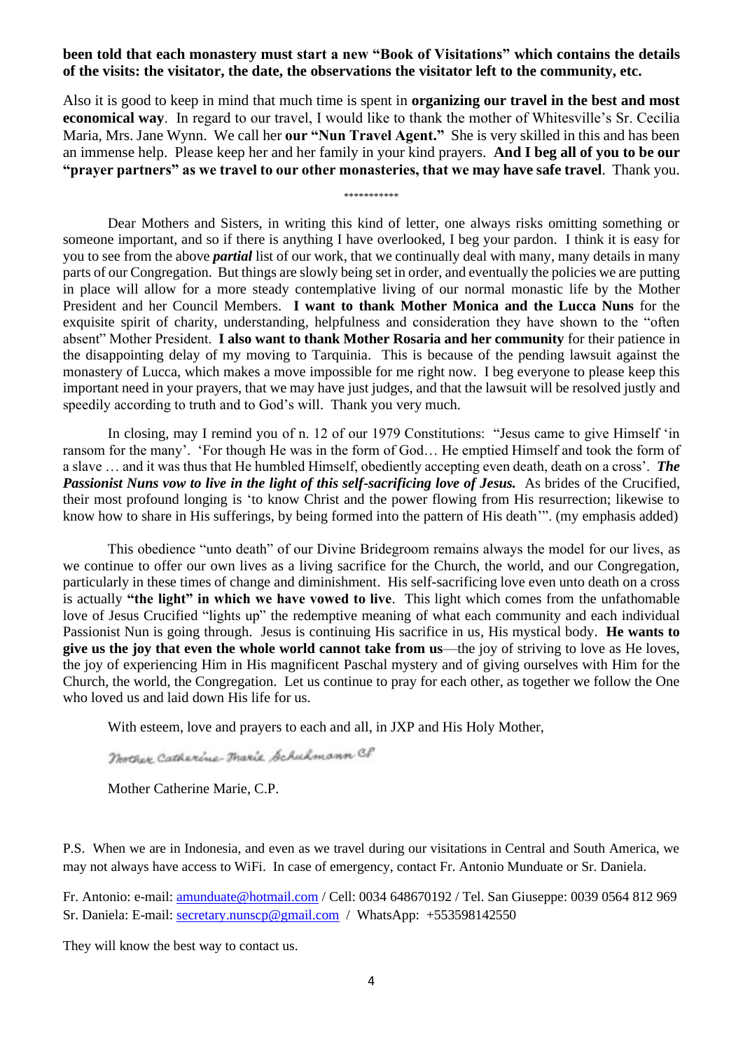**been told that each monastery must start a new "Book of Visitations" which contains the details of the visits: the visitator, the date, the observations the visitator left to the community, etc.**

Also it is good to keep in mind that much time is spent in **organizing our travel in the best and most economical way**. In regard to our travel, I would like to thank the mother of Whitesville's Sr. Cecilia Maria, Mrs. Jane Wynn. We call her **our "Nun Travel Agent."** She is very skilled in this and has been an immense help. Please keep her and her family in your kind prayers. **And I beg all of you to be our "prayer partners" as we travel to our other monasteries, that we may have safe travel**. Thank you.

\*\*\*\*\*\*\*\*\*\*\*

Dear Mothers and Sisters, in writing this kind of letter, one always risks omitting something or someone important, and so if there is anything I have overlooked, I beg your pardon. I think it is easy for you to see from the above ***partial*** list of our work, that we continually deal with many, many details in many parts of our Congregation. But things are slowly being set in order, and eventually the policies we are putting in place will allow for a more steady contemplative living of our normal monastic life by the Mother President and her Council Members. **I want to thank Mother Monica and the Lucca Nuns** for the exquisite spirit of charity, understanding, helpfulness and consideration they have shown to the "often absent" Mother President. **I also want to thank Mother Rosaria and her community** for their patience in the disappointing delay of my moving to Tarquinia. This is because of the pending lawsuit against the monastery of Lucca, which makes a move impossible for me right now. I beg everyone to please keep this important need in your prayers, that we may have just judges, and that the lawsuit will be resolved justly and speedily according to truth and to God's will. Thank you very much.

In closing, may I remind you of n. 12 of our 1979 Constitutions: "Jesus came to give Himself 'in ransom for the many'. 'For though He was in the form of God… He emptied Himself and took the form of a slave … and it was thus that He humbled Himself, obediently accepting even death, death on a cross'. ***The Passionist Nuns vow to live in the light of this self-sacrificing love of Jesus.*** As brides of the Crucified, their most profound longing is 'to know Christ and the power flowing from His resurrection; likewise to know how to share in His sufferings, by being formed into the pattern of His death'". (my emphasis added)

This obedience "unto death" of our Divine Bridegroom remains always the model for our lives, as we continue to offer our own lives as a living sacrifice for the Church, the world, and our Congregation, particularly in these times of change and diminishment. His self-sacrificing love even unto death on a cross is actually **"the light" in which we have vowed to live**. This light which comes from the unfathomable love of Jesus Crucified "lights up" the redemptive meaning of what each community and each individual Passionist Nun is going through. Jesus is continuing His sacrifice in us, His mystical body. **He wants to give us the joy that even the whole world cannot take from us**—the joy of striving to love as He loves, the joy of experiencing Him in His magnificent Paschal mystery and of giving ourselves with Him for the Church, the world, the Congregation. Let us continue to pray for each other, as together we follow the One who loved us and laid down His life for us.

With esteem, love and prayers to each and all, in JXP and His Holy Mother,

*Mother Catherine-Marie Schuhmann CP*

Mother Catherine Marie, C.P.

P.S. When we are in Indonesia, and even as we travel during our visitations in Central and South America, we may not always have access to WiFi. In case of emergency, contact Fr. Antonio Munduate or Sr. Daniela.

Fr. Antonio: e-mail: amunduate@hotmail.com / Cell: 0034 648670192 / Tel. San Giuseppe: 0039 0564 812 969
Sr. Daniela: E-mail: secretary.nunscp@gmail.com / WhatsApp: +553598142550

They will know the best way to contact us.